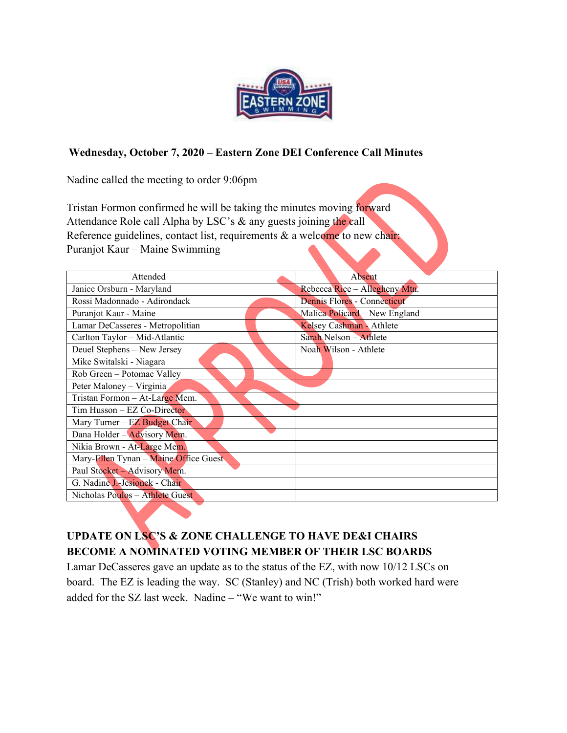**Wednesday, October 7, 2020 – Eastern Zone DEI Conference Call Minutes**

Nadine called the meeting to order 9:06pm

Tristan Formon confirmed he will be taking the minutes moving forward
Attendance Role call Alpha by LSC's & any guests joining the call
Reference guidelines, contact list, requirements & a welcome to new chair:
Puranjot Kaur – Maine Swimming

| Attended | Absent |
|---|---|
| Janice Orsburn - Maryland | Rebecca Rice – Allegheny Mtn. |
| Rossi Madonnado - Adirondack | Dennis Flores - Connecticut |
| Puranjot Kaur - Maine | Malica Policard – New England |
| Lamar DeCasseres - Metropolitian | Kelsey Cashman - Athlete |
| Carlton Taylor – Mid-Atlantic | Sarah Nelson – Athlete |
| Deuel Stephens – New Jersey | Noah Wilson - Athlete |
| Mike Switalski - Niagara | |
| Rob Green – Potomac Valley | |
| Peter Maloney – Virginia | |
| Tristan Formon – At-Large Mem. | |
| Tim Husson – EZ Co-Director | |
| Mary Turner – EZ Budget Chair | |
| Dana Holder – Advisory Mem. | |
| Nikia Brown - At-Large Mem. | |
| Mary-Ellen Tynan – Maine Office Guest | |
| Paul Stocker – Advisory Mem. | |
| G. Nadine J.-Jesionek - Chair | |
| Nicholas Poulos – Athlete Guest | |

**UPDATE ON LSC'S & ZONE CHALLENGE TO HAVE DE&I CHAIRS BECOME A NOMINATED VOTING MEMBER OF THEIR LSC BOARDS**

Lamar DeCasseres gave an update as to the status of the EZ, with now 10/12 LSCs on board. The EZ is leading the way. SC (Stanley) and NC (Trish) both worked hard were added for the SZ last week. Nadine – "We want to win!"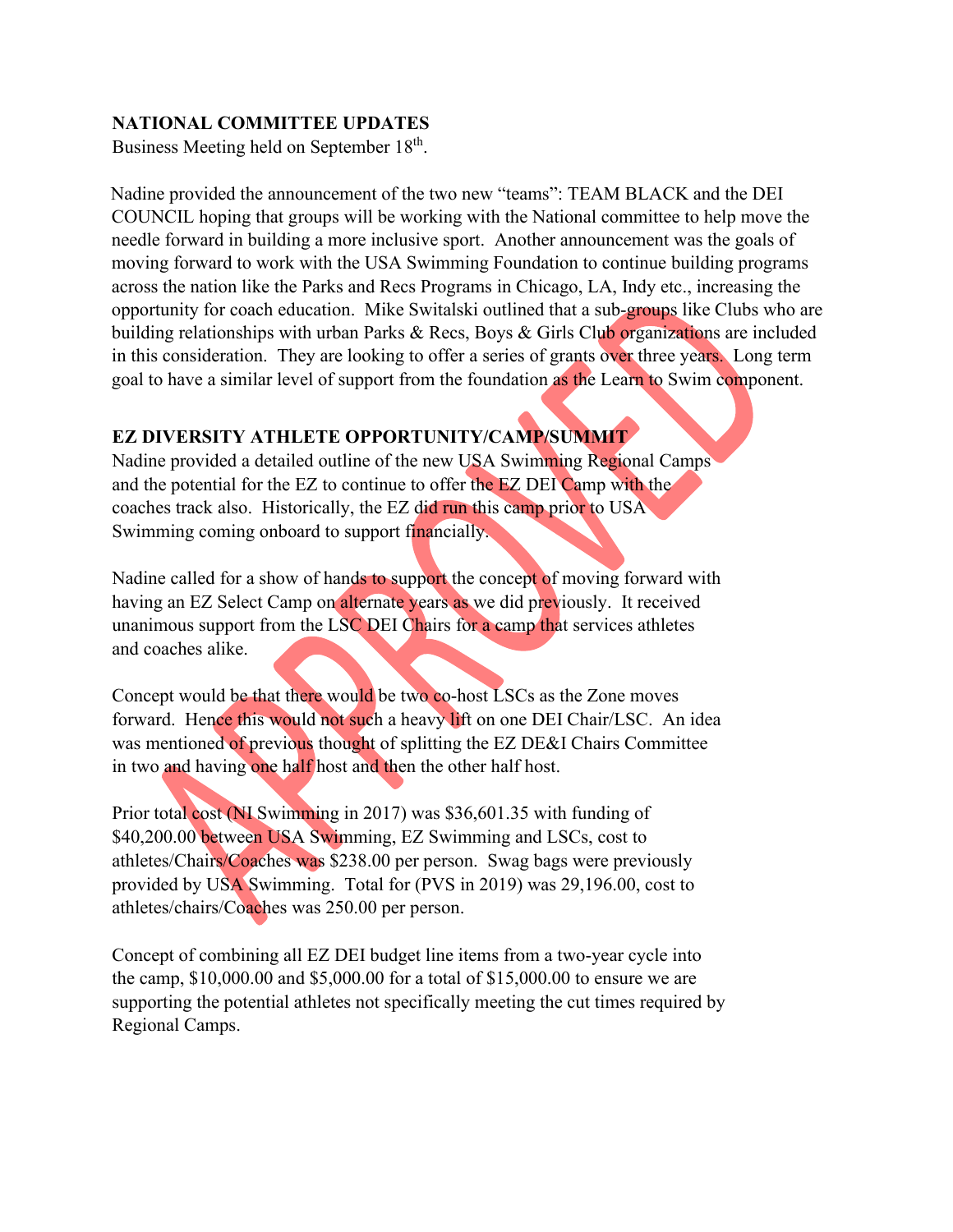**NATIONAL COMMITTEE UPDATES**
Business Meeting held on September 18th.

Nadine provided the announcement of the two new "teams": TEAM BLACK and the DEI COUNCIL hoping that groups will be working with the National committee to help move the needle forward in building a more inclusive sport. Another announcement was the goals of moving forward to work with the USA Swimming Foundation to continue building programs across the nation like the Parks and Recs Programs in Chicago, LA, Indy etc., increasing the opportunity for coach education. Mike Switalski outlined that a sub-groups like Clubs who are building relationships with urban Parks & Recs, Boys & Girls Club organizations are included in this consideration. They are looking to offer a series of grants over three years. Long term goal to have a similar level of support from the foundation as the Learn to Swim component.

**EZ DIVERSITY ATHLETE OPPORTUNITY/CAMP/SUMMIT**
Nadine provided a detailed outline of the new USA Swimming Regional Camps and the potential for the EZ to continue to offer the EZ DEI Camp with the coaches track also. Historically, the EZ did run this camp prior to USA Swimming coming onboard to support financially.

Nadine called for a show of hands to support the concept of moving forward with having an EZ Select Camp on alternate years as we did previously. It received unanimous support from the LSC DEI Chairs for a camp that services athletes and coaches alike.

Concept would be that there would be two co-host LSCs as the Zone moves forward. Hence this would not such a heavy lift on one DEI Chair/LSC. An idea was mentioned of previous thought of splitting the EZ DE&I Chairs Committee in two and having one half host and then the other half host.

Prior total cost (NI Swimming in 2017) was $36,601.35 with funding of $40,200.00 between USA Swimming, EZ Swimming and LSCs, cost to athletes/Chairs/Coaches was $238.00 per person. Swag bags were previously provided by USA Swimming. Total for (PVS in 2019) was 29,196.00, cost to athletes/chairs/Coaches was 250.00 per person.

Concept of combining all EZ DEI budget line items from a two-year cycle into the camp, $10,000.00 and $5,000.00 for a total of $15,000.00 to ensure we are supporting the potential athletes not specifically meeting the cut times required by Regional Camps.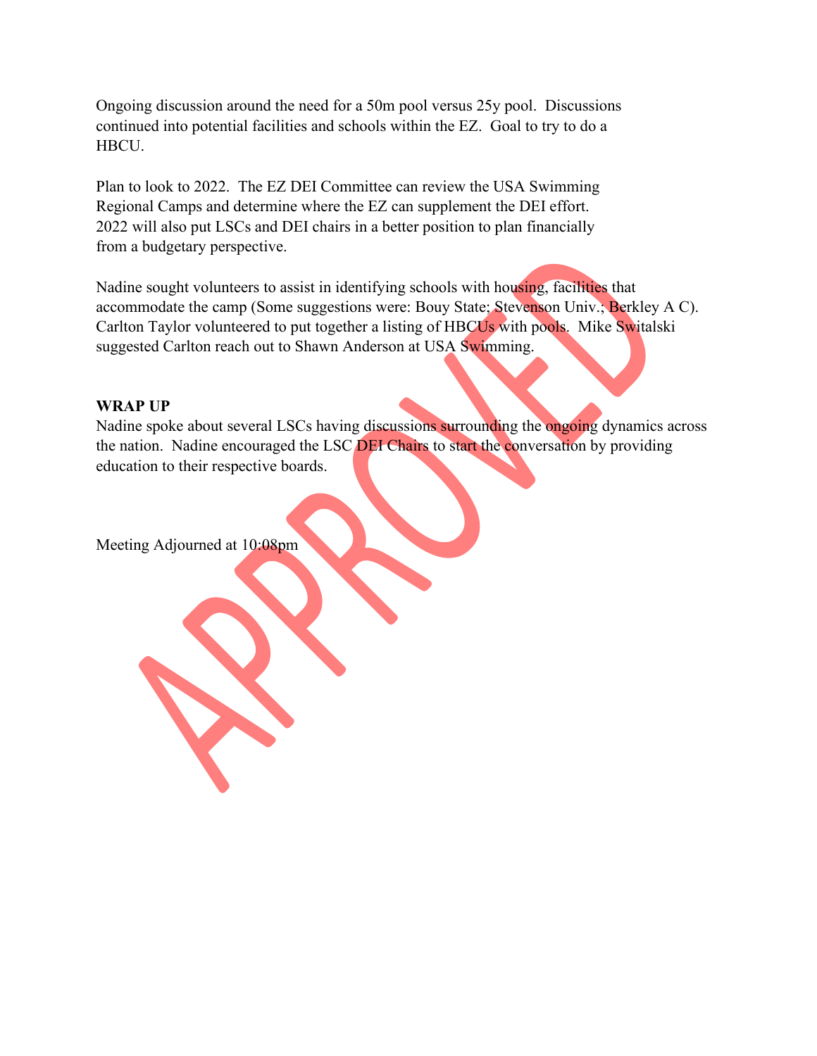Ongoing discussion around the need for a 50m pool versus 25y pool. Discussions continued into potential facilities and schools within the EZ. Goal to try to do a HBCU.

Plan to look to 2022. The EZ DEI Committee can review the USA Swimming Regional Camps and determine where the EZ can supplement the DEI effort. 2022 will also put LSCs and DEI chairs in a better position to plan financially from a budgetary perspective.

Nadine sought volunteers to assist in identifying schools with housing, facilities that accommodate the camp (Some suggestions were: Bouy State; Stevenson Univ.; Berkley A C). Carlton Taylor volunteered to put together a listing of HBCUs with pools. Mike Switalski suggested Carlton reach out to Shawn Anderson at USA Swimming.

**WRAP UP**

Nadine spoke about several LSCs having discussions surrounding the ongoing dynamics across the nation. Nadine encouraged the LSC DEI Chairs to start the conversation by providing education to their respective boards.

Meeting Adjourned at 10:08pm

APPROVED